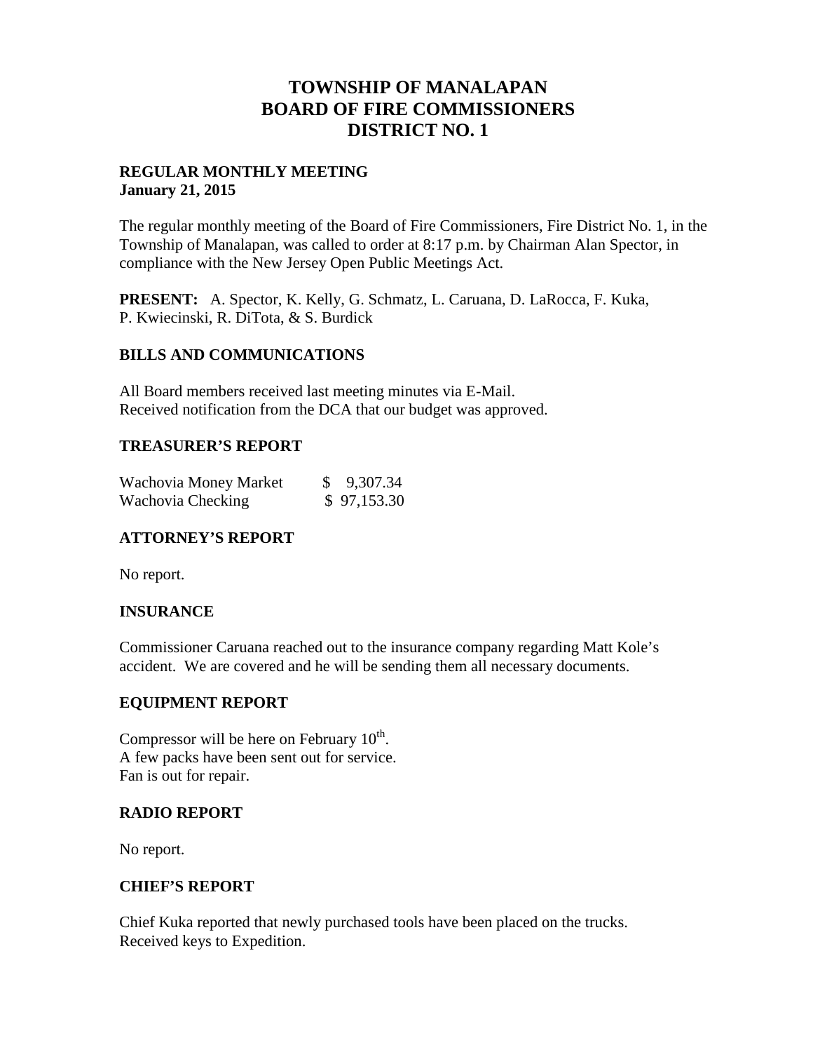# TOWNSHIP OF MANALAPAN
# BOARD OF FIRE COMMISSIONERS
# DISTRICT NO. 1

**REGULAR MONTHLY MEETING**
**January 21, 2015**

The regular monthly meeting of the Board of Fire Commissioners, Fire District No. 1, in the Township of Manalapan, was called to order at 8:17 p.m. by Chairman Alan Spector, in compliance with the New Jersey Open Public Meetings Act.

**PRESENT:** A. Spector, K. Kelly, G. Schmatz, L. Caruana, D. LaRocca, F. Kuka, P. Kwiecinski, R. DiTota, & S. Burdick

## BILLS AND COMMUNICATIONS

All Board members received last meeting minutes via E-Mail.
Received notification from the DCA that our budget was approved.

## TREASURER'S REPORT

| | |
|---|---|
| Wachovia Money Market | $ 9,307.34 |
| Wachovia Checking | $ 97,153.30 |

## ATTORNEY'S REPORT

No report.

## INSURANCE

Commissioner Caruana reached out to the insurance company regarding Matt Kole's accident. We are covered and he will be sending them all necessary documents.

## EQUIPMENT REPORT

Compressor will be here on February 10th.
A few packs have been sent out for service.
Fan is out for repair.

## RADIO REPORT

No report.

## CHIEF'S REPORT

Chief Kuka reported that newly purchased tools have been placed on the trucks.
Received keys to Expedition.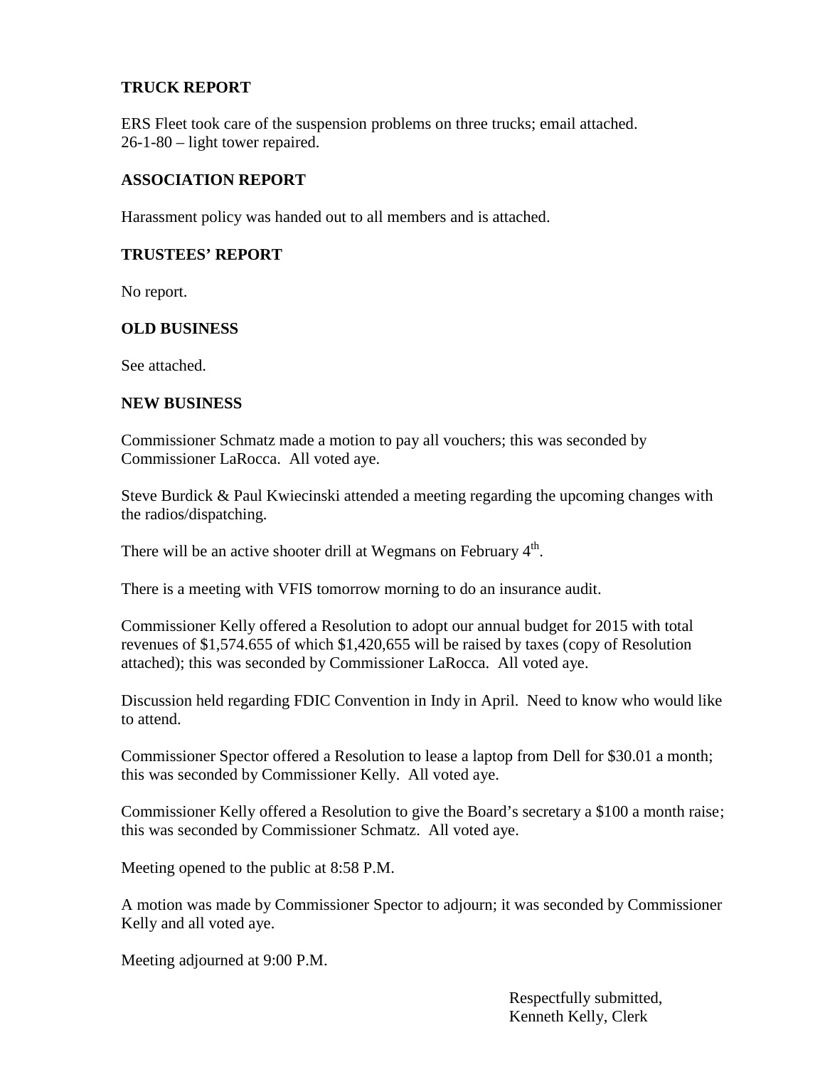## TRUCK REPORT

ERS Fleet took care of the suspension problems on three trucks; email attached.
26-1-80 – light tower repaired.

## ASSOCIATION REPORT

Harassment policy was handed out to all members and is attached.

## TRUSTEES' REPORT

No report.

## OLD BUSINESS

See attached.

## NEW BUSINESS

Commissioner Schmatz made a motion to pay all vouchers; this was seconded by Commissioner LaRocca. All voted aye.

Steve Burdick & Paul Kwiecinski attended a meeting regarding the upcoming changes with the radios/dispatching.

There will be an active shooter drill at Wegmans on February 4th.

There is a meeting with VFIS tomorrow morning to do an insurance audit.

Commissioner Kelly offered a Resolution to adopt our annual budget for 2015 with total revenues of $1,574.655 of which $1,420,655 will be raised by taxes (copy of Resolution attached); this was seconded by Commissioner LaRocca. All voted aye.

Discussion held regarding FDIC Convention in Indy in April. Need to know who would like to attend.

Commissioner Spector offered a Resolution to lease a laptop from Dell for $30.01 a month; this was seconded by Commissioner Kelly. All voted aye.

Commissioner Kelly offered a Resolution to give the Board's secretary a $100 a month raise; this was seconded by Commissioner Schmatz. All voted aye.

Meeting opened to the public at 8:58 P.M.

A motion was made by Commissioner Spector to adjourn; it was seconded by Commissioner Kelly and all voted aye.

Meeting adjourned at 9:00 P.M.

Respectfully submitted,
Kenneth Kelly, Clerk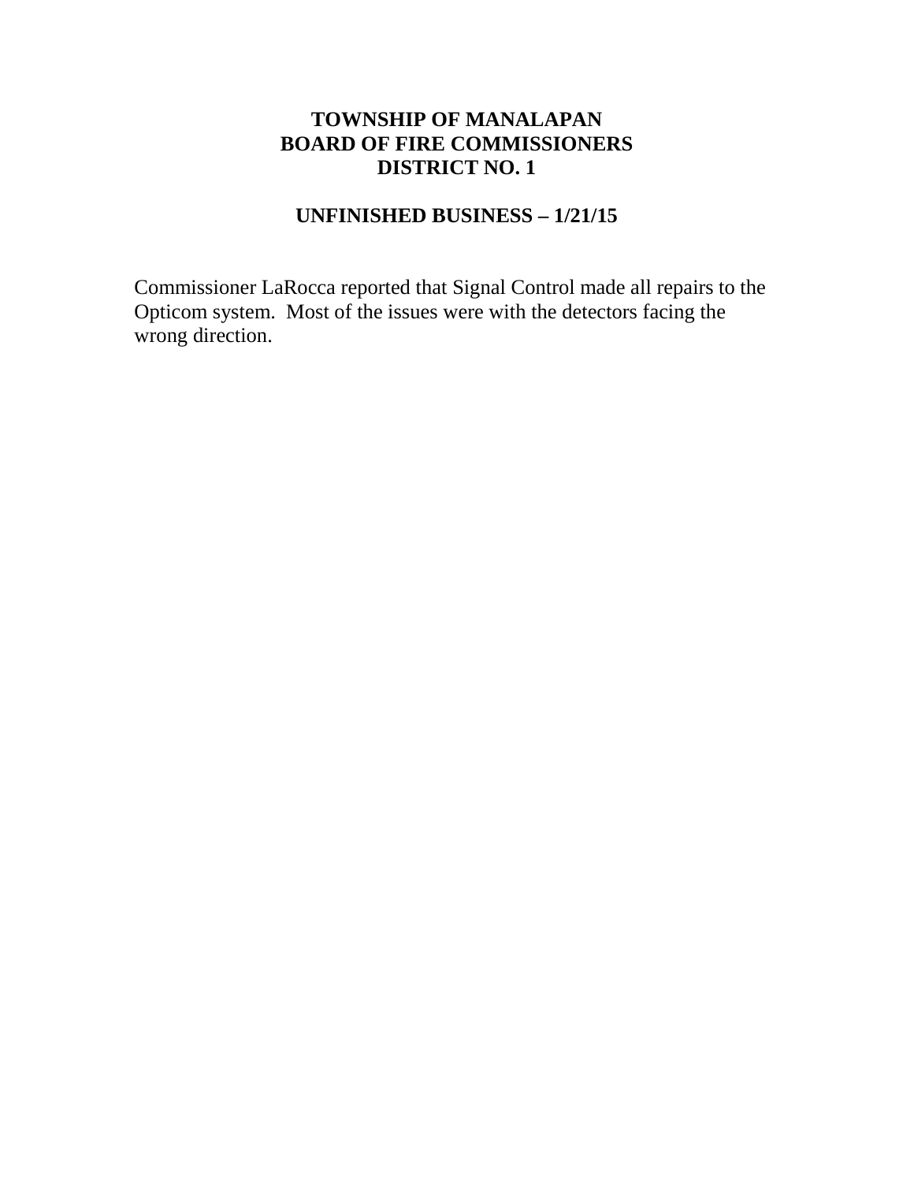# TOWNSHIP OF MANALAPAN
# BOARD OF FIRE COMMISSIONERS
# DISTRICT NO. 1

## UNFINISHED BUSINESS – 1/21/15

Commissioner LaRocca reported that Signal Control made all repairs to the Opticom system. Most of the issues were with the detectors facing the wrong direction.